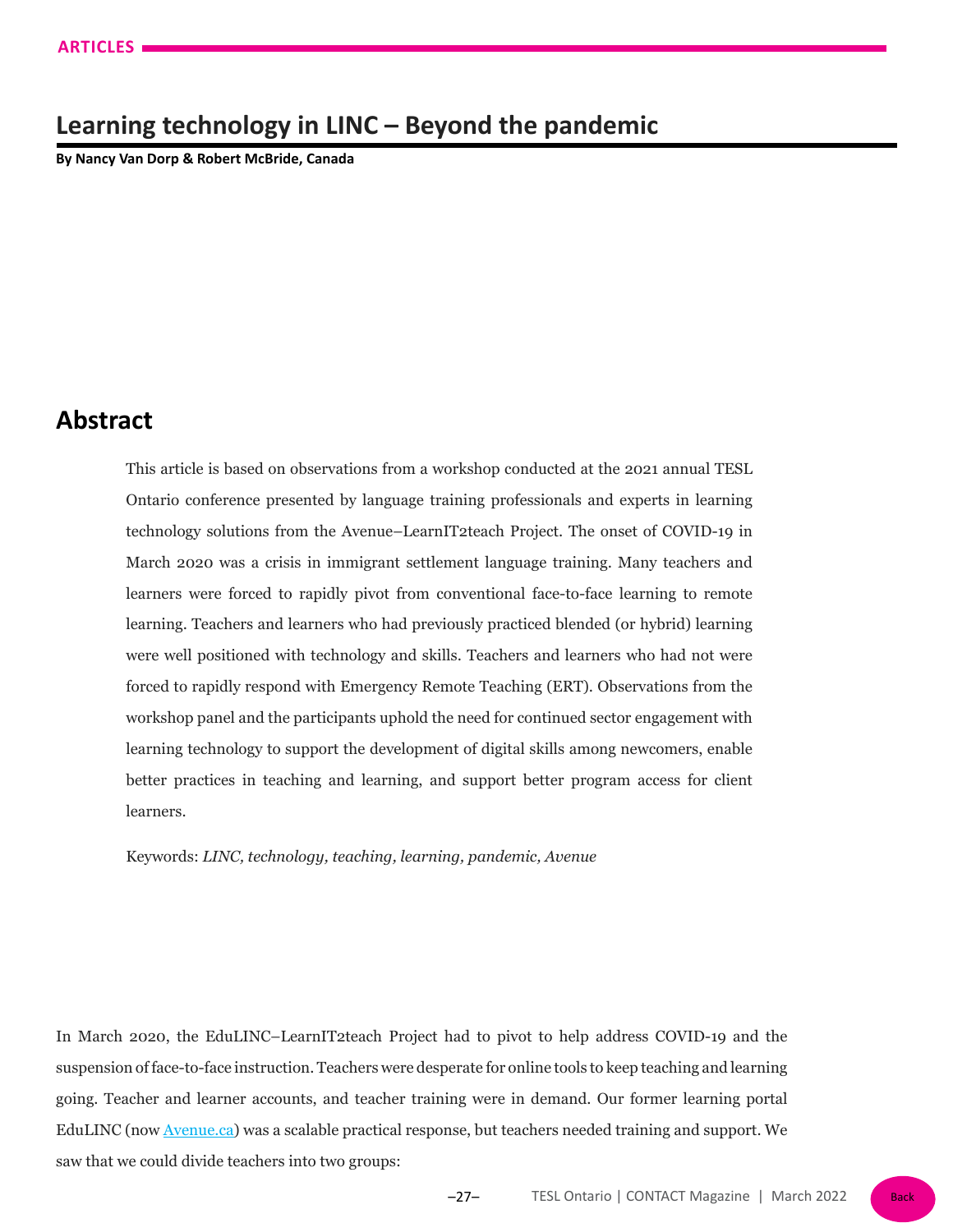ARTICLES

# Learning technology in LINC – Beyond the pandemic

**By Nancy Van Dorp & Robert McBride, Canada**

## Abstract

This article is based on observations from a workshop conducted at the 2021 annual TESL Ontario conference presented by language training professionals and experts in learning technology solutions from the Avenue–LearnIT2teach Project. The onset of COVID-19 in March 2020 was a crisis in immigrant settlement language training. Many teachers and learners were forced to rapidly pivot from conventional face-to-face learning to remote learning. Teachers and learners who had previously practiced blended (or hybrid) learning were well positioned with technology and skills. Teachers and learners who had not were forced to rapidly respond with Emergency Remote Teaching (ERT). Observations from the workshop panel and the participants uphold the need for continued sector engagement with learning technology to support the development of digital skills among newcomers, enable better practices in teaching and learning, and support better program access for client learners.

Keywords: *LINC, technology, teaching, learning, pandemic, Avenue*

In March 2020, the EduLINC–LearnIT2teach Project had to pivot to help address COVID-19 and the suspension of face-to-face instruction. Teachers were desperate for online tools to keep teaching and learning going. Teacher and learner accounts, and teacher training were in demand. Our former learning portal EduLINC (now [Avenue.ca](Avenue.ca)) was a scalable practical response, but teachers needed training and support. We saw that we could divide teachers into two groups: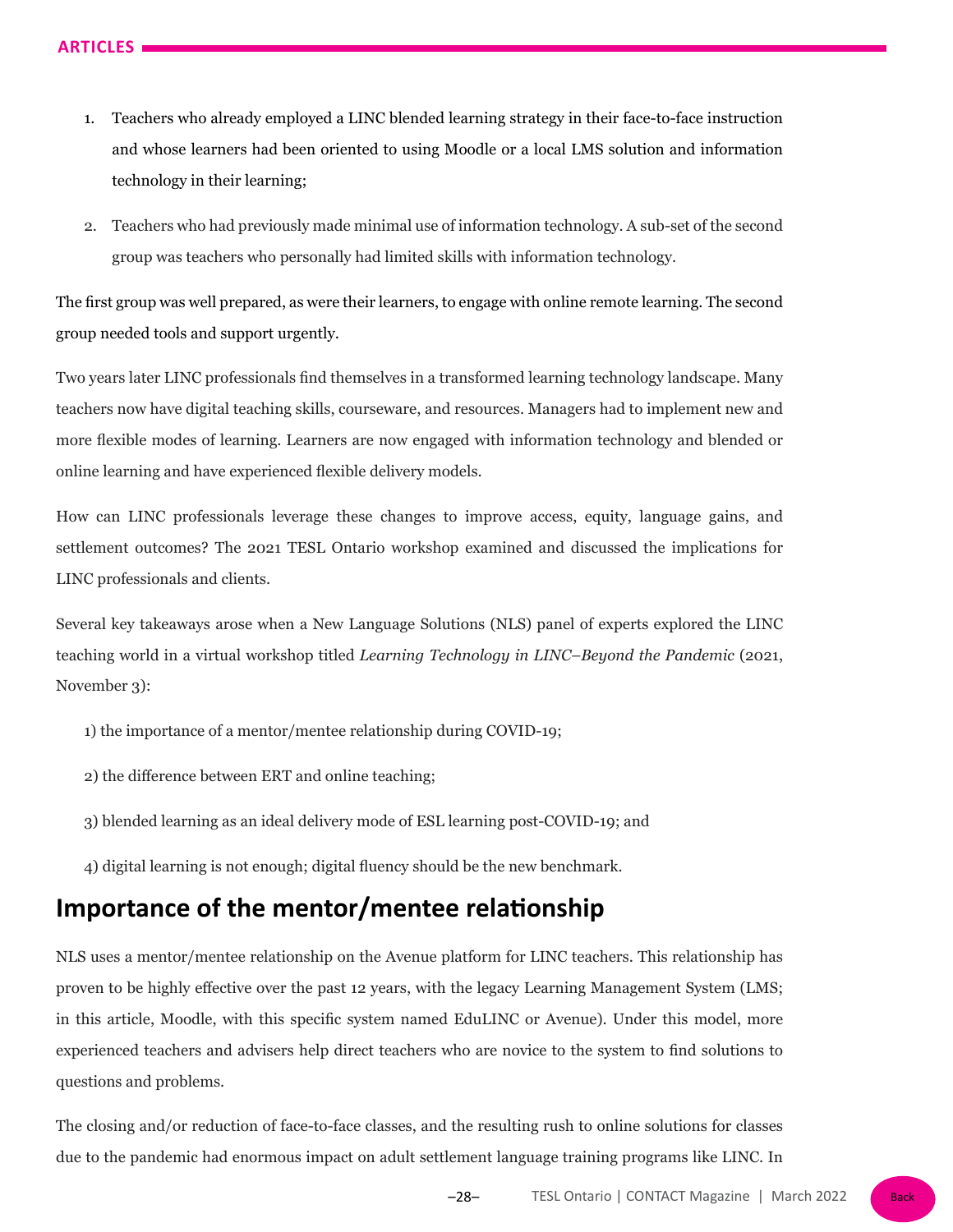1. Teachers who already employed a LINC blended learning strategy in their face-to-face instruction and whose learners had been oriented to using Moodle or a local LMS solution and information technology in their learning;

2. Teachers who had previously made minimal use of information technology. A sub-set of the second group was teachers who personally had limited skills with information technology.

The first group was well prepared, as were their learners, to engage with online remote learning. The second group needed tools and support urgently.

Two years later LINC professionals find themselves in a transformed learning technology landscape. Many teachers now have digital teaching skills, courseware, and resources. Managers had to implement new and more flexible modes of learning. Learners are now engaged with information technology and blended or online learning and have experienced flexible delivery models.

How can LINC professionals leverage these changes to improve access, equity, language gains, and settlement outcomes? The 2021 TESL Ontario workshop examined and discussed the implications for LINC professionals and clients.

Several key takeaways arose when a New Language Solutions (NLS) panel of experts explored the LINC teaching world in a virtual workshop titled *Learning Technology in LINC–Beyond the Pandemic* (2021, November 3):

1) the importance of a mentor/mentee relationship during COVID-19;

2) the difference between ERT and online teaching;

3) blended learning as an ideal delivery mode of ESL learning post-COVID-19; and

4) digital learning is not enough; digital fluency should be the new benchmark.

## Importance of the mentor/mentee relationship

NLS uses a mentor/mentee relationship on the Avenue platform for LINC teachers. This relationship has proven to be highly effective over the past 12 years, with the legacy Learning Management System (LMS; in this article, Moodle, with this specific system named EduLINC or Avenue). Under this model, more experienced teachers and advisers help direct teachers who are novice to the system to find solutions to questions and problems.

The closing and/or reduction of face-to-face classes, and the resulting rush to online solutions for classes due to the pandemic had enormous impact on adult settlement language training programs like LINC. In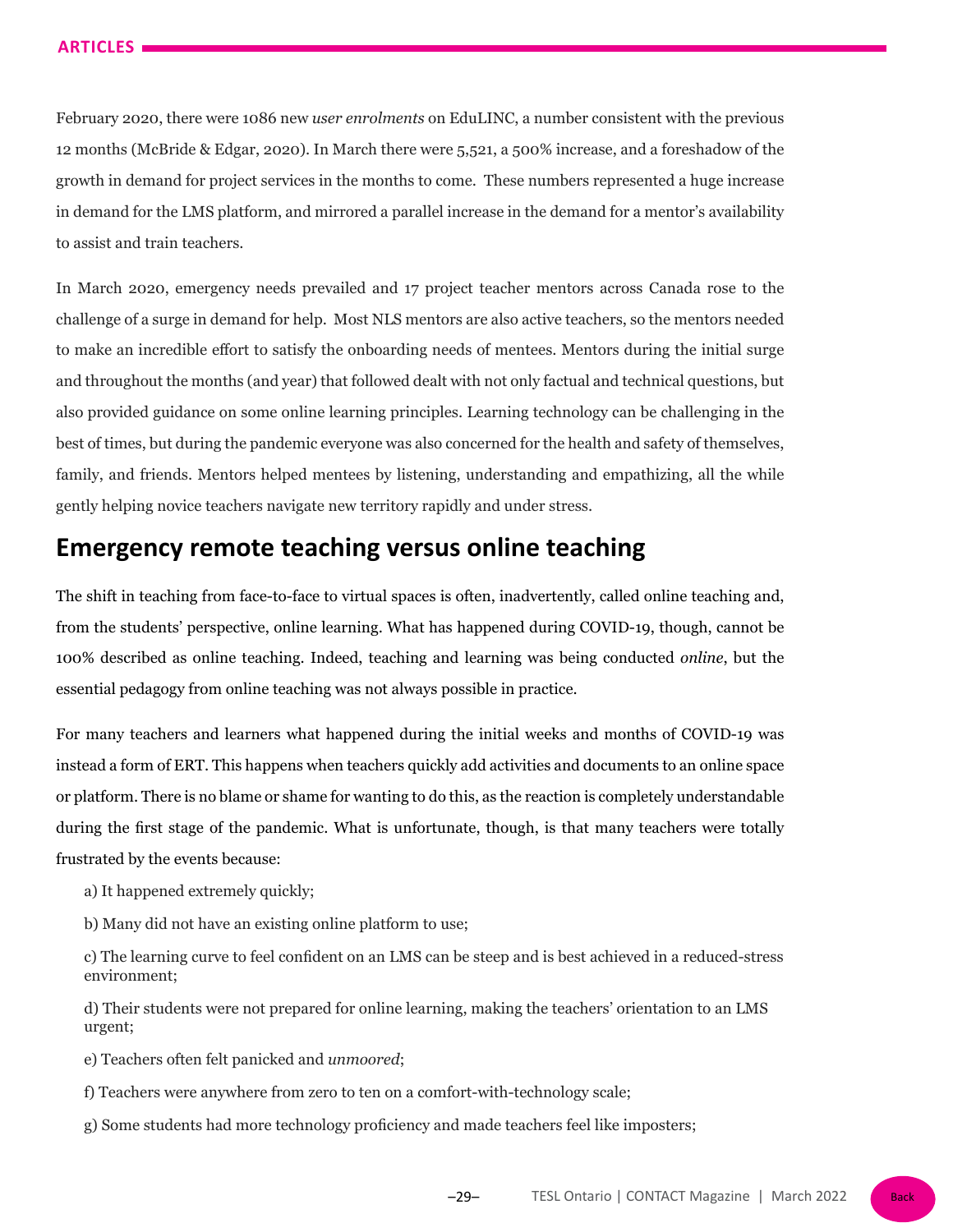February 2020, there were 1086 new *user enrolments* on EduLINC, a number consistent with the previous 12 months (McBride & Edgar, 2020). In March there were 5,521, a 500% increase, and a foreshadow of the growth in demand for project services in the months to come. These numbers represented a huge increase in demand for the LMS platform, and mirrored a parallel increase in the demand for a mentor's availability to assist and train teachers.

In March 2020, emergency needs prevailed and 17 project teacher mentors across Canada rose to the challenge of a surge in demand for help. Most NLS mentors are also active teachers, so the mentors needed to make an incredible effort to satisfy the onboarding needs of mentees. Mentors during the initial surge and throughout the months (and year) that followed dealt with not only factual and technical questions, but also provided guidance on some online learning principles. Learning technology can be challenging in the best of times, but during the pandemic everyone was also concerned for the health and safety of themselves, family, and friends. Mentors helped mentees by listening, understanding and empathizing, all the while gently helping novice teachers navigate new territory rapidly and under stress.

## Emergency remote teaching versus online teaching

The shift in teaching from face-to-face to virtual spaces is often, inadvertently, called online teaching and, from the students' perspective, online learning. What has happened during COVID-19, though, cannot be 100% described as online teaching. Indeed, teaching and learning was being conducted *online*, but the essential pedagogy from online teaching was not always possible in practice.

For many teachers and learners what happened during the initial weeks and months of COVID-19 was instead a form of ERT. This happens when teachers quickly add activities and documents to an online space or platform. There is no blame or shame for wanting to do this, as the reaction is completely understandable during the first stage of the pandemic. What is unfortunate, though, is that many teachers were totally frustrated by the events because:

a) It happened extremely quickly;

b) Many did not have an existing online platform to use;

c) The learning curve to feel confident on an LMS can be steep and is best achieved in a reduced-stress environment;

d) Their students were not prepared for online learning, making the teachers' orientation to an LMS urgent;

e) Teachers often felt panicked and *unmoored*;

f) Teachers were anywhere from zero to ten on a comfort-with-technology scale;

g) Some students had more technology proficiency and made teachers feel like imposters;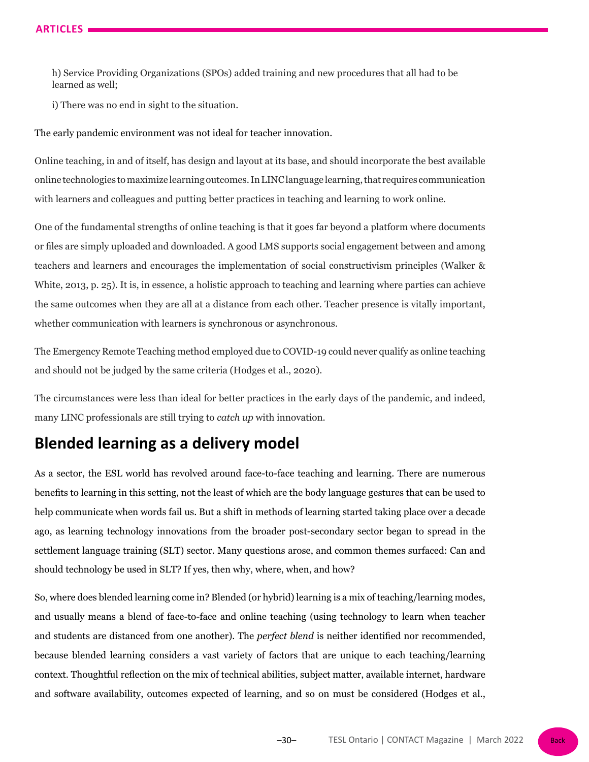h) Service Providing Organizations (SPOs) added training and new procedures that all had to be learned as well;

i) There was no end in sight to the situation.

The early pandemic environment was not ideal for teacher innovation.

Online teaching, in and of itself, has design and layout at its base, and should incorporate the best available online technologies to maximize learning outcomes. In LINC language learning, that requires communication with learners and colleagues and putting better practices in teaching and learning to work online.

One of the fundamental strengths of online teaching is that it goes far beyond a platform where documents or files are simply uploaded and downloaded. A good LMS supports social engagement between and among teachers and learners and encourages the implementation of social constructivism principles (Walker & White, 2013, p. 25). It is, in essence, a holistic approach to teaching and learning where parties can achieve the same outcomes when they are all at a distance from each other. Teacher presence is vitally important, whether communication with learners is synchronous or asynchronous.

The Emergency Remote Teaching method employed due to COVID-19 could never qualify as online teaching and should not be judged by the same criteria (Hodges et al., 2020).

The circumstances were less than ideal for better practices in the early days of the pandemic, and indeed, many LINC professionals are still trying to *catch up* with innovation.

## Blended learning as a delivery model

As a sector, the ESL world has revolved around face-to-face teaching and learning. There are numerous benefits to learning in this setting, not the least of which are the body language gestures that can be used to help communicate when words fail us. But a shift in methods of learning started taking place over a decade ago, as learning technology innovations from the broader post-secondary sector began to spread in the settlement language training (SLT) sector. Many questions arose, and common themes surfaced: Can and should technology be used in SLT? If yes, then why, where, when, and how?

So, where does blended learning come in? Blended (or hybrid) learning is a mix of teaching/learning modes, and usually means a blend of face-to-face and online teaching (using technology to learn when teacher and students are distanced from one another). The *perfect blend* is neither identified nor recommended, because blended learning considers a vast variety of factors that are unique to each teaching/learning context. Thoughtful reflection on the mix of technical abilities, subject matter, available internet, hardware and software availability, outcomes expected of learning, and so on must be considered (Hodges et al.,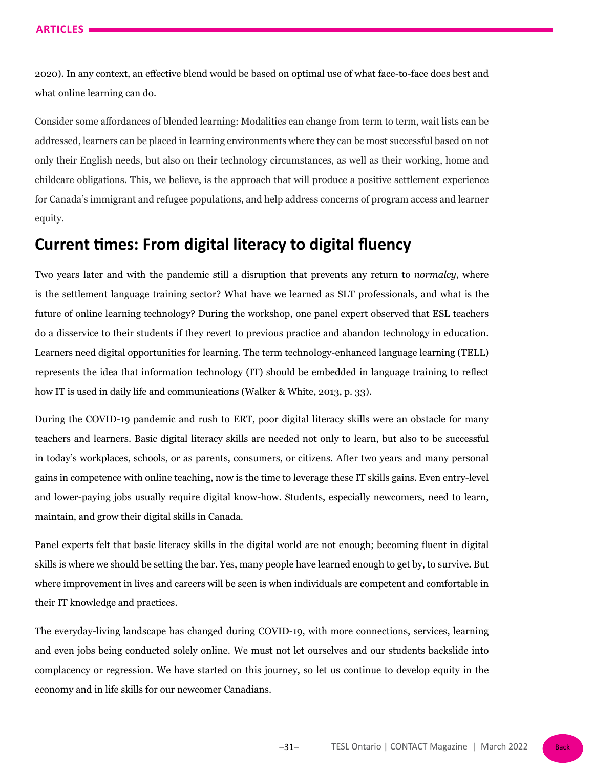2020). In any context, an effective blend would be based on optimal use of what face-to-face does best and what online learning can do.

Consider some affordances of blended learning: Modalities can change from term to term, wait lists can be addressed, learners can be placed in learning environments where they can be most successful based on not only their English needs, but also on their technology circumstances, as well as their working, home and childcare obligations. This, we believe, is the approach that will produce a positive settlement experience for Canada's immigrant and refugee populations, and help address concerns of program access and learner equity.

## Current times: From digital literacy to digital fluency

Two years later and with the pandemic still a disruption that prevents any return to *normalcy*, where is the settlement language training sector? What have we learned as SLT professionals, and what is the future of online learning technology? During the workshop, one panel expert observed that ESL teachers do a disservice to their students if they revert to previous practice and abandon technology in education. Learners need digital opportunities for learning. The term technology-enhanced language learning (TELL) represents the idea that information technology (IT) should be embedded in language training to reflect how IT is used in daily life and communications (Walker & White, 2013, p. 33).

During the COVID-19 pandemic and rush to ERT, poor digital literacy skills were an obstacle for many teachers and learners. Basic digital literacy skills are needed not only to learn, but also to be successful in today's workplaces, schools, or as parents, consumers, or citizens. After two years and many personal gains in competence with online teaching, now is the time to leverage these IT skills gains. Even entry-level and lower-paying jobs usually require digital know-how. Students, especially newcomers, need to learn, maintain, and grow their digital skills in Canada.

Panel experts felt that basic literacy skills in the digital world are not enough; becoming fluent in digital skills is where we should be setting the bar. Yes, many people have learned enough to get by, to survive. But where improvement in lives and careers will be seen is when individuals are competent and comfortable in their IT knowledge and practices.

The everyday-living landscape has changed during COVID-19, with more connections, services, learning and even jobs being conducted solely online. We must not let ourselves and our students backslide into complacency or regression. We have started on this journey, so let us continue to develop equity in the economy and in life skills for our newcomer Canadians.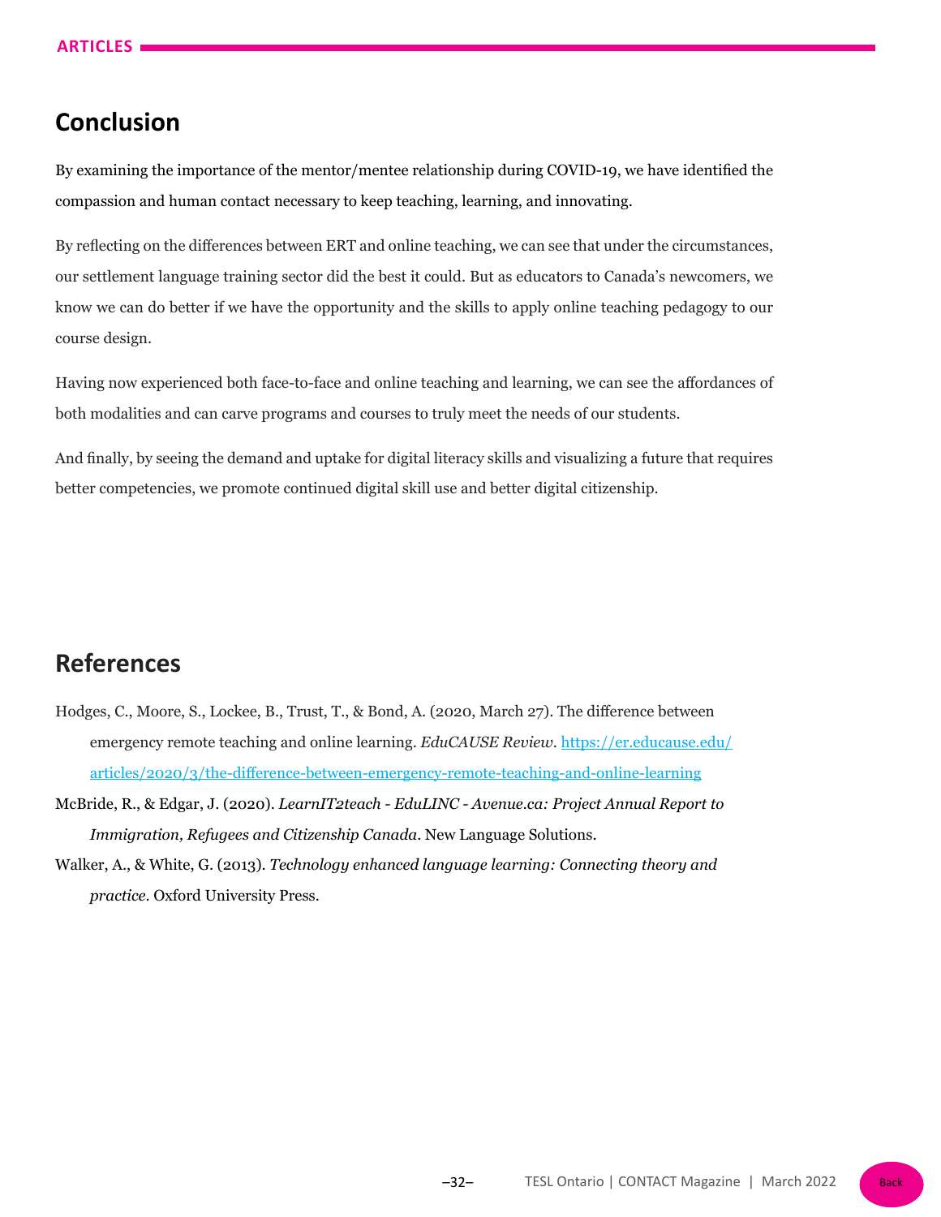## Conclusion

By examining the importance of the mentor/mentee relationship during COVID-19, we have identified the compassion and human contact necessary to keep teaching, learning, and innovating.

By reflecting on the differences between ERT and online teaching, we can see that under the circumstances, our settlement language training sector did the best it could. But as educators to Canada's newcomers, we know we can do better if we have the opportunity and the skills to apply online teaching pedagogy to our course design.

Having now experienced both face-to-face and online teaching and learning, we can see the affordances of both modalities and can carve programs and courses to truly meet the needs of our students.

And finally, by seeing the demand and uptake for digital literacy skills and visualizing a future that requires better competencies, we promote continued digital skill use and better digital citizenship.

## References

Hodges, C., Moore, S., Lockee, B., Trust, T., & Bond, A. (2020, March 27). The difference between emergency remote teaching and online learning. *EduCAUSE Review*. [https://er.educause.edu/articles/2020/3/the-difference-between-emergency-remote-teaching-and-online-learning](https://er.educause.edu/articles/2020/3/the-difference-between-emergency-remote-teaching-and-online-learning)

McBride, R., & Edgar, J. (2020). *LearnIT2teach - EduLINC - Avenue.ca: Project Annual Report to Immigration, Refugees and Citizenship Canada*. New Language Solutions.

Walker, A., & White, G. (2013). *Technology enhanced language learning: Connecting theory and practice*. Oxford University Press.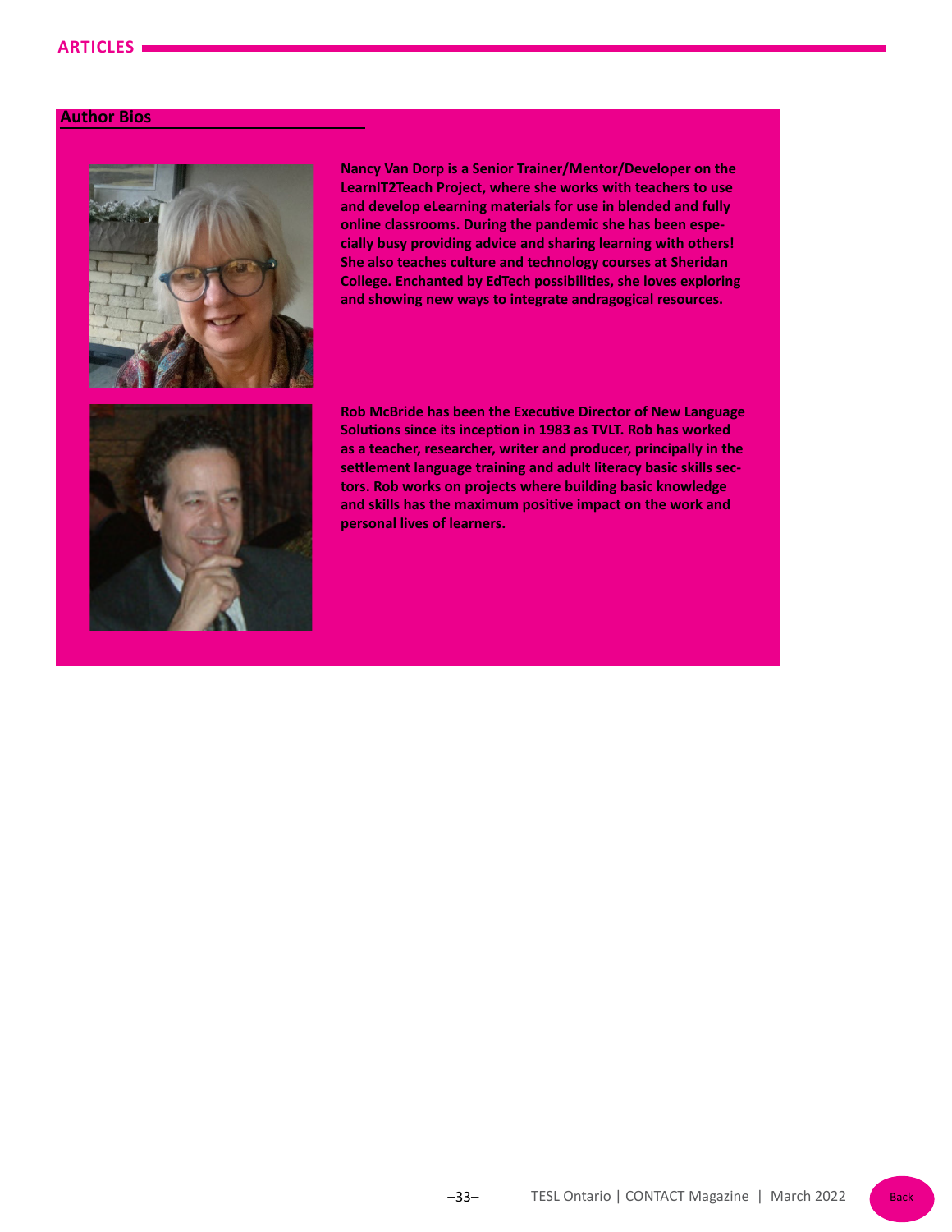## Author Bios

**Nancy Van Dorp is a Senior Trainer/Mentor/Developer on the LearnIT2Teach Project, where she works with teachers to use and develop eLearning materials for use in blended and fully online classrooms. During the pandemic she has been especially busy providing advice and sharing learning with others! She also teaches culture and technology courses at Sheridan College. Enchanted by EdTech possibilities, she loves exploring and showing new ways to integrate andragogical resources.**

**Rob McBride has been the Executive Director of New Language Solutions since its inception in 1983 as TVLT. Rob has worked as a teacher, researcher, writer and producer, principally in the settlement language training and adult literacy basic skills sectors. Rob works on projects where building basic knowledge and skills has the maximum positive impact on the work and personal lives of learners.**